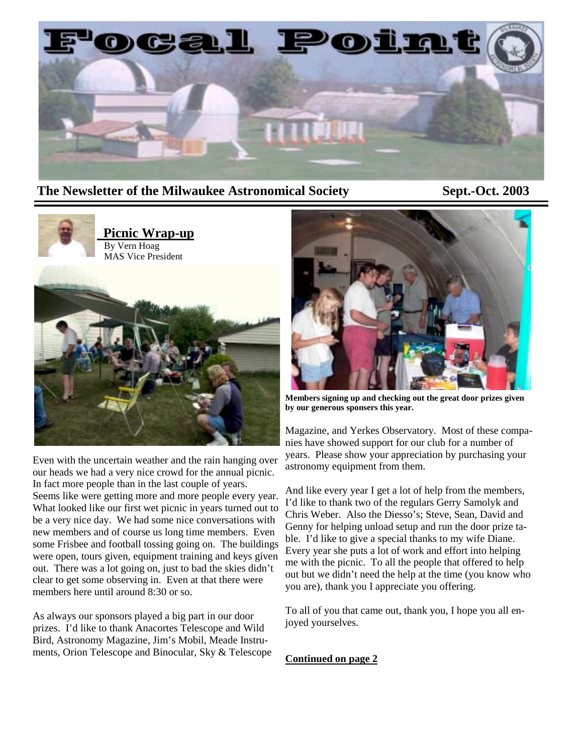# Focal Point

**The Newsletter of the Milwaukee Astronomical Society** **Sept.-Oct. 2003**

## Picnic Wrap-up

By Vern Hoag
MAS Vice President

Even with the uncertain weather and the rain hanging over our heads we had a very nice crowd for the annual picnic. In fact more people than in the last couple of years. Seems like were getting more and more people every year. What looked like our first wet picnic in years turned out to be a very nice day. We had some nice conversations with new members and of course us long time members. Even some Frisbee and football tossing going on. The buildings were open, tours given, equipment training and keys given out. There was a lot going on, just to bad the skies didn't clear to get some observing in. Even at that there were members here until around 8:30 or so.

As always our sponsors played a big part in our door prizes. I'd like to thank Anacortes Telescope and Wild Bird, Astronomy Magazine, Jim's Mobil, Meade Instruments, Orion Telescope and Binocular, Sky & Telescope Magazine, and Yerkes Observatory. Most of these companies have showed support for our club for a number of years. Please show your appreciation by purchasing your astronomy equipment from them.

**Members signing up and checking out the great door prizes given by our generous sponsers this year.**

And like every year I get a lot of help from the members, I'd like to thank two of the regulars Gerry Samolyk and Chris Weber. Also the Diesso's; Steve, Sean, David and Genny for helping unload setup and run the door prize table. I'd like to give a special thanks to my wife Diane. Every year she puts a lot of work and effort into helping me with the picnic. To all the people that offered to help out but we didn't need the help at the time (you know who you are), thank you I appreciate you offering.

To all of you that came out, thank you, I hope you all enjoyed yourselves.

**Continued on page 2**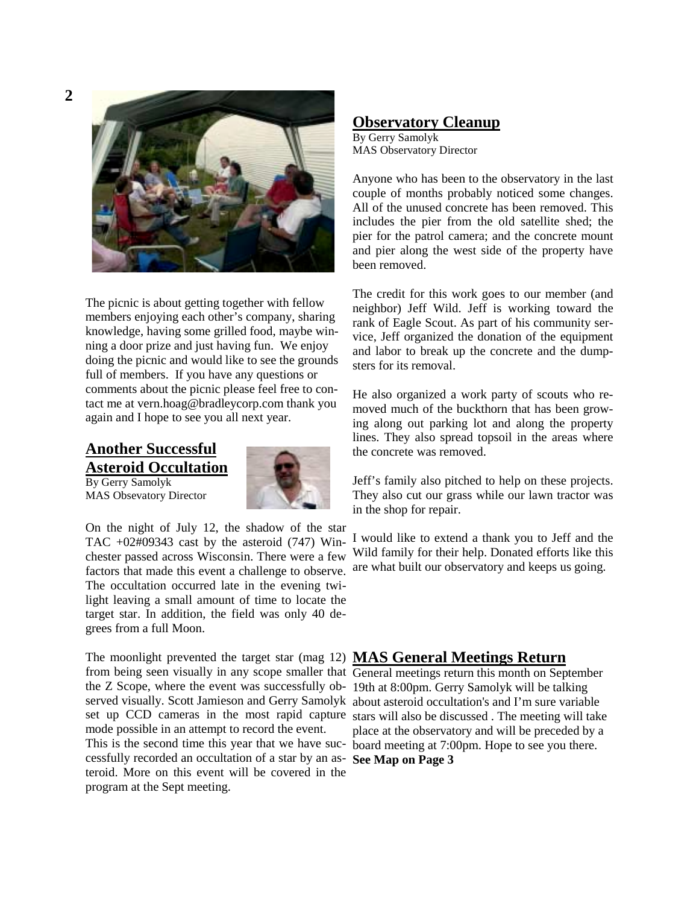The picnic is about getting together with fellow members enjoying each other's company, sharing knowledge, having some grilled food, maybe winning a door prize and just having fun. We enjoy doing the picnic and would like to see the grounds full of members. If you have any questions or comments about the picnic please feel free to contact me at vern.hoag@bradleycorp.com thank you again and I hope to see you all next year.

## Another Successful Asteroid Occultation

By Gerry Samolyk
MAS Obsevatory Director

On the night of July 12, the shadow of the star TAC +02#09343 cast by the asteroid (747) Winchester passed across Wisconsin. There were a few factors that made this event a challenge to observe. The occultation occurred late in the evening twilight leaving a small amount of time to locate the target star. In addition, the field was only 40 degrees from a full Moon.

The moonlight prevented the target star (mag 12) from being seen visually in any scope smaller that the Z Scope, where the event was successfully observed visually. Scott Jamieson and Gerry Samolyk set up CCD cameras in the most rapid capture mode possible in an attempt to record the event.
This is the second time this year that we have successfully recorded an occultation of a star by an asteroid. More on this event will be covered in the program at the Sept meeting.

## Observatory Cleanup

By Gerry Samolyk
MAS Observatory Director

Anyone who has been to the observatory in the last couple of months probably noticed some changes. All of the unused concrete has been removed. This includes the pier from the old satellite shed; the pier for the patrol camera; and the concrete mount and pier along the west side of the property have been removed.

The credit for this work goes to our member (and neighbor) Jeff Wild. Jeff is working toward the rank of Eagle Scout. As part of his community service, Jeff organized the donation of the equipment and labor to break up the concrete and the dumpsters for its removal.

He also organized a work party of scouts who removed much of the buckthorn that has been growing along out parking lot and along the property lines. They also spread topsoil in the areas where the concrete was removed.

Jeff's family also pitched to help on these projects. They also cut our grass while our lawn tractor was in the shop for repair.

I would like to extend a thank you to Jeff and the Wild family for their help. Donated efforts like this are what built our observatory and keeps us going.

## MAS General Meetings Return

General meetings return this month on September 19th at 8:00pm. Gerry Samolyk will be talking about asteroid occultation's and I'm sure variable stars will also be discussed . The meeting will take place at the observatory and will be preceded by a board meeting at 7:00pm. Hope to see you there.
**See Map on Page 3**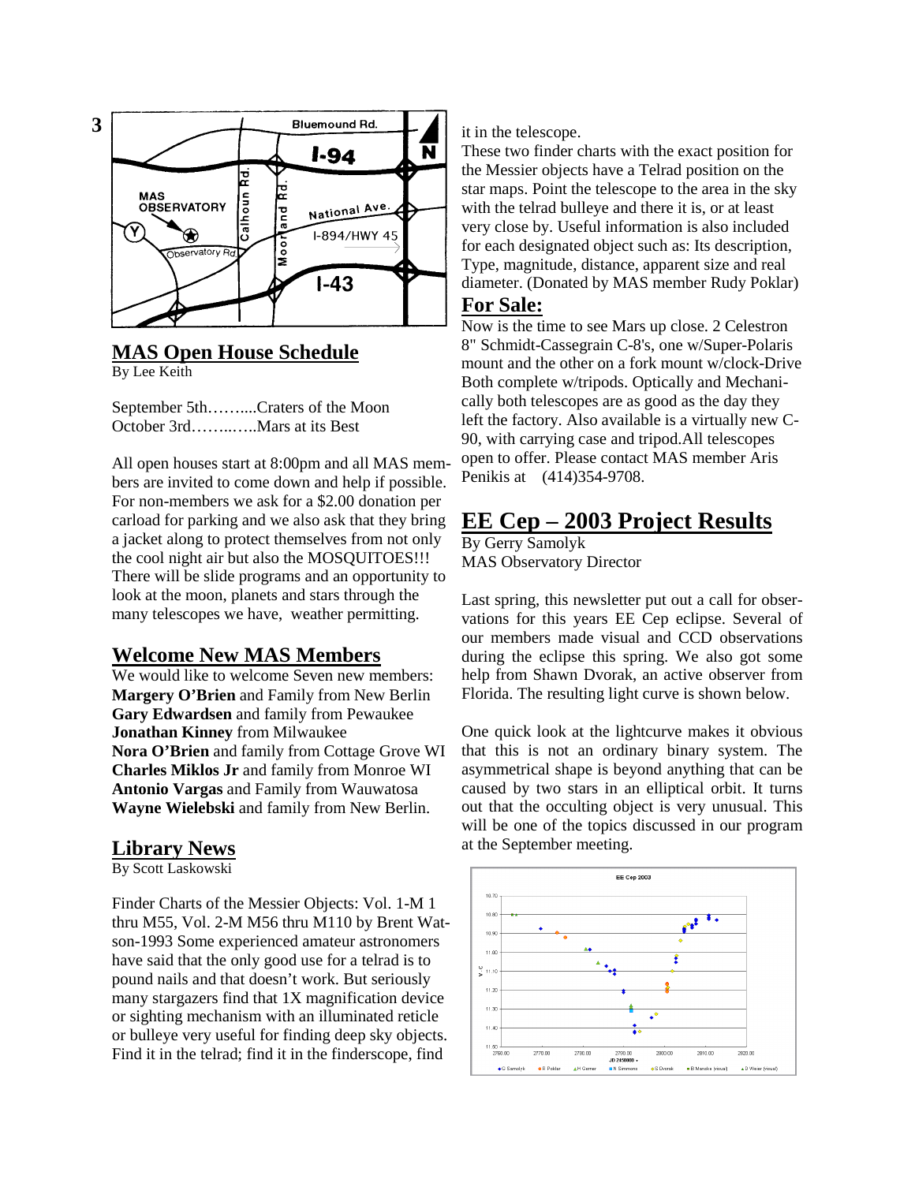## MAS Open House Schedule

By Lee Keith

September 5th……....Craters of the Moon
October 3rd……..…..Mars at its Best

All open houses start at 8:00pm and all MAS members are invited to come down and help if possible. For non-members we ask for a $2.00 donation per carload for parking and we also ask that they bring a jacket along to protect themselves from not only the cool night air but also the MOSQUITOES!!! There will be slide programs and an opportunity to look at the moon, planets and stars through the many telescopes we have, weather permitting.

## Welcome New MAS Members

We would like to welcome Seven new members:
**Margery O'Brien** and Family from New Berlin
**Gary Edwardsen** and family from Pewaukee
**Jonathan Kinney** from Milwaukee
**Nora O'Brien** and family from Cottage Grove WI
**Charles Miklos Jr** and family from Monroe WI
**Antonio Vargas** and Family from Wauwatosa
**Wayne Wielebski** and family from New Berlin.

## Library News

By Scott Laskowski

Finder Charts of the Messier Objects: Vol. 1-M 1 thru M55, Vol. 2-M M56 thru M110 by Brent Watson-1993 Some experienced amateur astronomers have said that the only good use for a telrad is to pound nails and that doesn't work. But seriously many stargazers find that 1X magnification device or sighting mechanism with an illuminated reticle or bulleye very useful for finding deep sky objects. Find it in the telrad; find it in the finderscope, find it in the telescope.

These two finder charts with the exact position for the Messier objects have a Telrad position on the star maps. Point the telescope to the area in the sky with the telrad bulleye and there it is, or at least very close by. Useful information is also included for each designated object such as: Its description, Type, magnitude, distance, apparent size and real diameter. (Donated by MAS member Rudy Poklar)

## For Sale:

Now is the time to see Mars up close. 2 Celestron 8" Schmidt-Cassegrain C-8's, one w/Super-Polaris mount and the other on a fork mount w/clock-Drive Both complete w/tripods. Optically and Mechanically both telescopes are as good as the day they left the factory. Also available is a virtually new C-90, with carrying case and tripod.All telescopes open to offer. Please contact MAS member Aris Penikis at (414)354-9708.

## EE Cep – 2003 Project Results

By Gerry Samolyk
MAS Observatory Director

Last spring, this newsletter put out a call for observations for this years EE Cep eclipse. Several of our members made visual and CCD observations during the eclipse this spring. We also got some help from Shawn Dvorak, an active observer from Florida. The resulting light curve is shown below.

One quick look at the lightcurve makes it obvious that this is not an ordinary binary system. The asymmetrical shape is beyond anything that can be caused by two stars in an elliptical orbit. It turns out that the occulting object is very unusual. This will be one of the topics discussed in our program at the September meeting.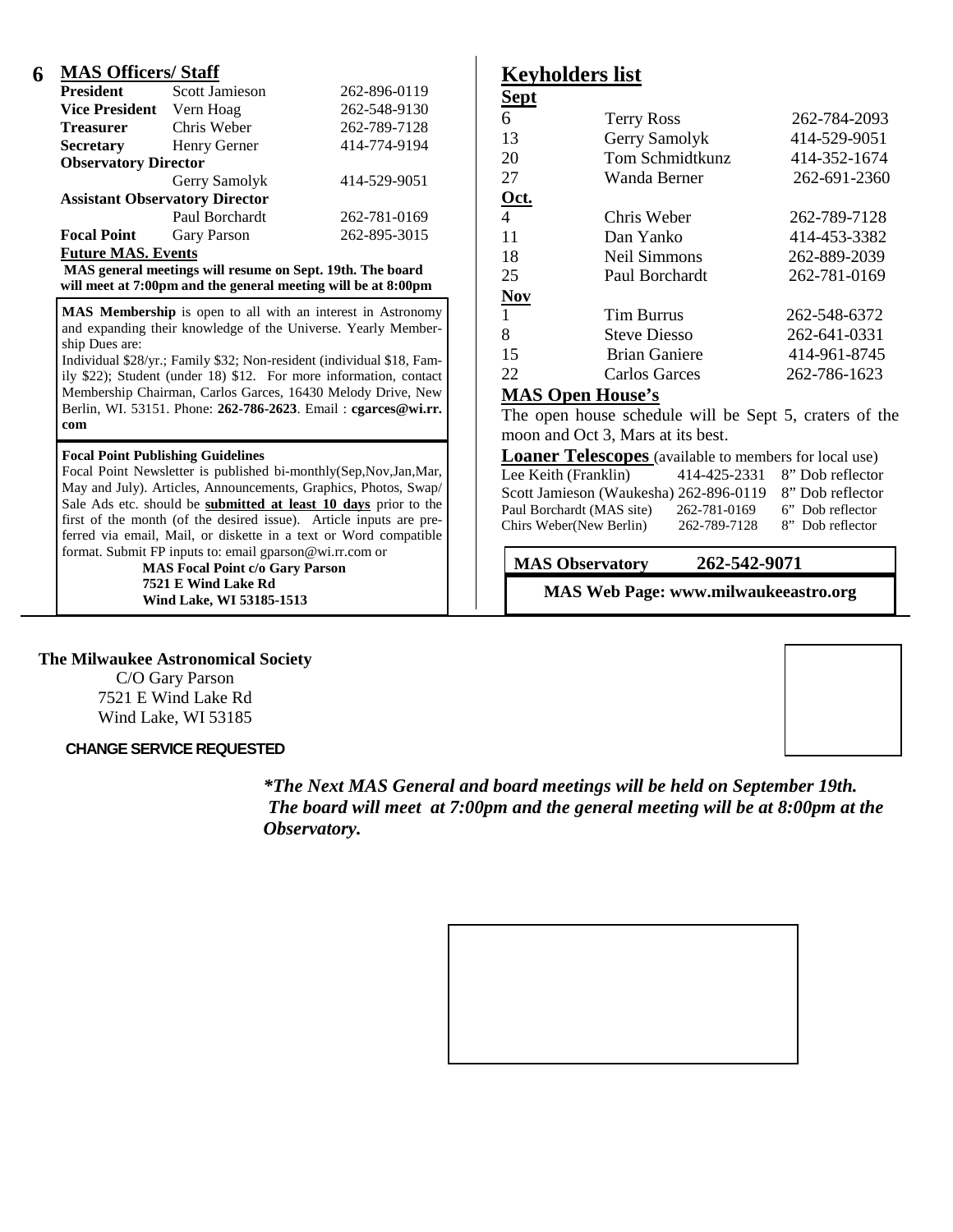## MAS Officers/ Staff

| | | |
|---|---|---|
| **President** | Scott Jamieson | 262-896-0119 |
| **Vice President** | Vern Hoag | 262-548-9130 |
| **Treasurer** | Chris Weber | 262-789-7128 |
| **Secretary** | Henry Gerner | 414-774-9194 |
| **Observatory Director** | | |
| | Gerry Samolyk | 414-529-9051 |
| **Assistant Observatory Director** | | |
| | Paul Borchardt | 262-781-0169 |
| **Focal Point** | Gary Parson | 262-895-3015 |

**Future MAS. Events**

**MAS general meetings will resume on Sept. 19th. The board will meet at 7:00pm and the general meeting will be at 8:00pm**

**MAS Membership** is open to all with an interest in Astronomy and expanding their knowledge of the Universe. Yearly Membership Dues are:
Individual $28/yr.; Family $32; Non-resident (individual $18, Family $22); Student (under 18) $12. For more information, contact Membership Chairman, Carlos Garces, 16430 Melody Drive, New Berlin, WI. 53151. Phone: **262-786-2623**. Email : **cgarces@wi.rr.com**

**Focal Point Publishing Guidelines**
Focal Point Newsletter is published bi-monthly(Sep,Nov,Jan,Mar, May and July). Articles, Announcements, Graphics, Photos, Swap/Sale Ads etc. should be **submitted at least 10 days** prior to the first of the month (of the desired issue). Article inputs are preferred via email, Mail, or diskette in a text or Word compatible format. Submit FP inputs to: email gparson@wi.rr.com or

**MAS Focal Point c/o Gary Parson**
**7521 E Wind Lake Rd**
**Wind Lake, WI 53185-1513**

## Keyholders list

| | | |
|---|---|---|
| **Sept** | | |
| 6 | Terry Ross | 262-784-2093 |
| 13 | Gerry Samolyk | 414-529-9051 |
| 20 | Tom Schmidtkunz | 414-352-1674 |
| 27 | Wanda Berner | 262-691-2360 |
| **Oct.** | | |
| 4 | Chris Weber | 262-789-7128 |
| 11 | Dan Yanko | 414-453-3382 |
| 18 | Neil Simmons | 262-889-2039 |
| 25 | Paul Borchardt | 262-781-0169 |
| **Nov** | | |
| 1 | Tim Burrus | 262-548-6372 |
| 8 | Steve Diesso | 262-641-0331 |
| 15 | Brian Ganiere | 414-961-8745 |
| 22 | Carlos Garces | 262-786-1623 |

### MAS Open House's

The open house schedule will be Sept 5, craters of the moon and Oct 3, Mars at its best.

**Loaner Telescopes** (available to members for local use)

| | | |
|---|---|---|
| Lee Keith (Franklin) | 414-425-2331 | 8" Dob reflector |
| Scott Jamieson (Waukesha) | 262-896-0119 | 8" Dob reflector |
| Paul Borchardt (MAS site) | 262-781-0169 | 6" Dob reflector |
| Chirs Weber(New Berlin) | 262-789-7128 | 8" Dob reflector |

**MAS Observatory 262-542-9071**

**MAS Web Page: www.milwaukeeastro.org**

**The Milwaukee Astronomical Society**
C/O Gary Parson
7521 E Wind Lake Rd
Wind Lake, WI 53185

**CHANGE SERVICE REQUESTED**

***The Next MAS General and board meetings will be held on September 19th. The board will meet at 7:00pm and the general meeting will be at 8:00pm at the Observatory.***